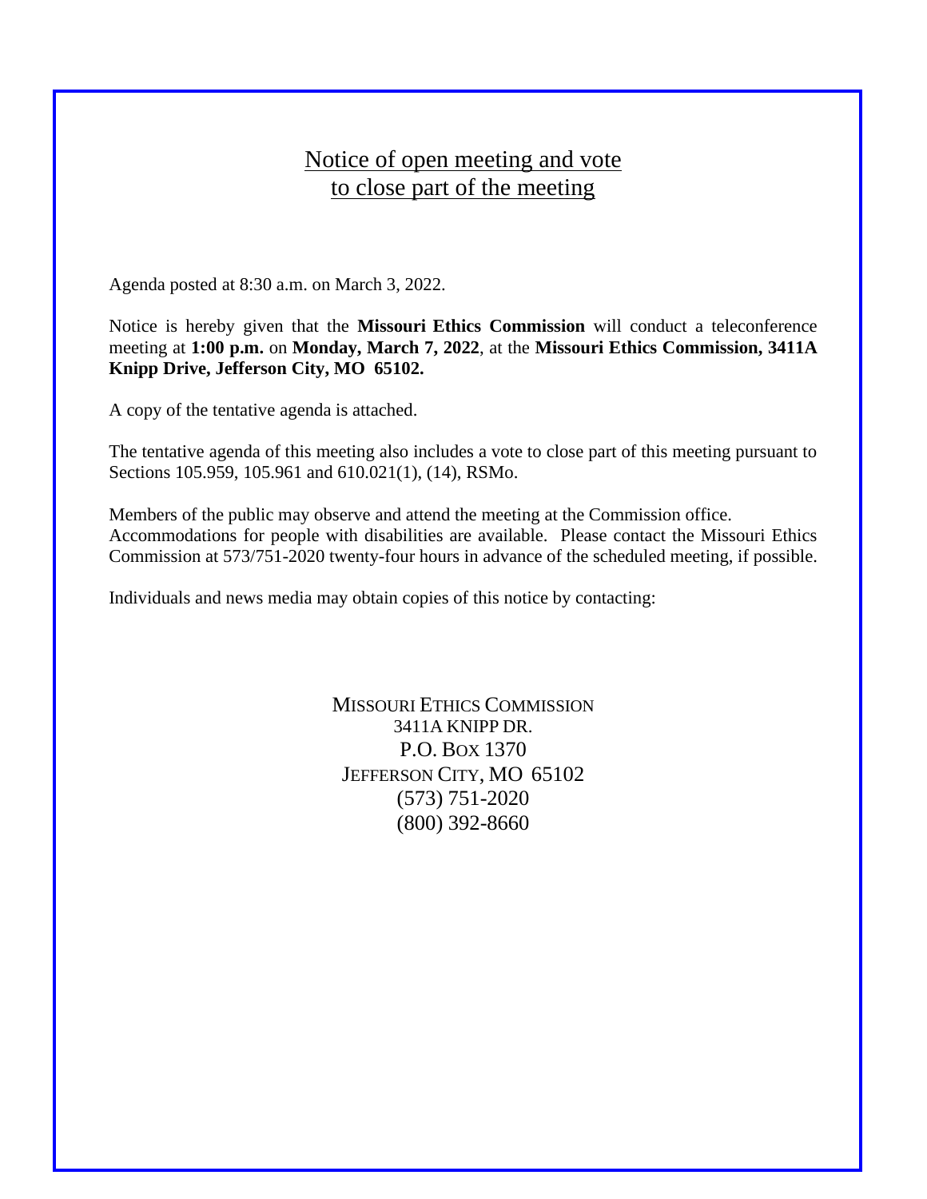# Notice of open meeting and vote to close part of the meeting

Agenda posted at 8:30 a.m. on March 3, 2022.

Notice is hereby given that the **Missouri Ethics Commission** will conduct a teleconference meeting at **1:00 p.m.** on **Monday, March 7, 2022**, at the **Missouri Ethics Commission, 3411A Knipp Drive, Jefferson City, MO 65102.**

A copy of the tentative agenda is attached.

The tentative agenda of this meeting also includes a vote to close part of this meeting pursuant to Sections 105.959, 105.961 and 610.021(1), (14), RSMo.

Members of the public may observe and attend the meeting at the Commission office.
Accommodations for people with disabilities are available. Please contact the Missouri Ethics Commission at 573/751-2020 twenty-four hours in advance of the scheduled meeting, if possible.

Individuals and news media may obtain copies of this notice by contacting:

MISSOURI ETHICS COMMISSION
3411A KNIPP DR.
P.O. BOX 1370
JEFFERSON CITY, MO 65102
(573) 751-2020
(800) 392-8660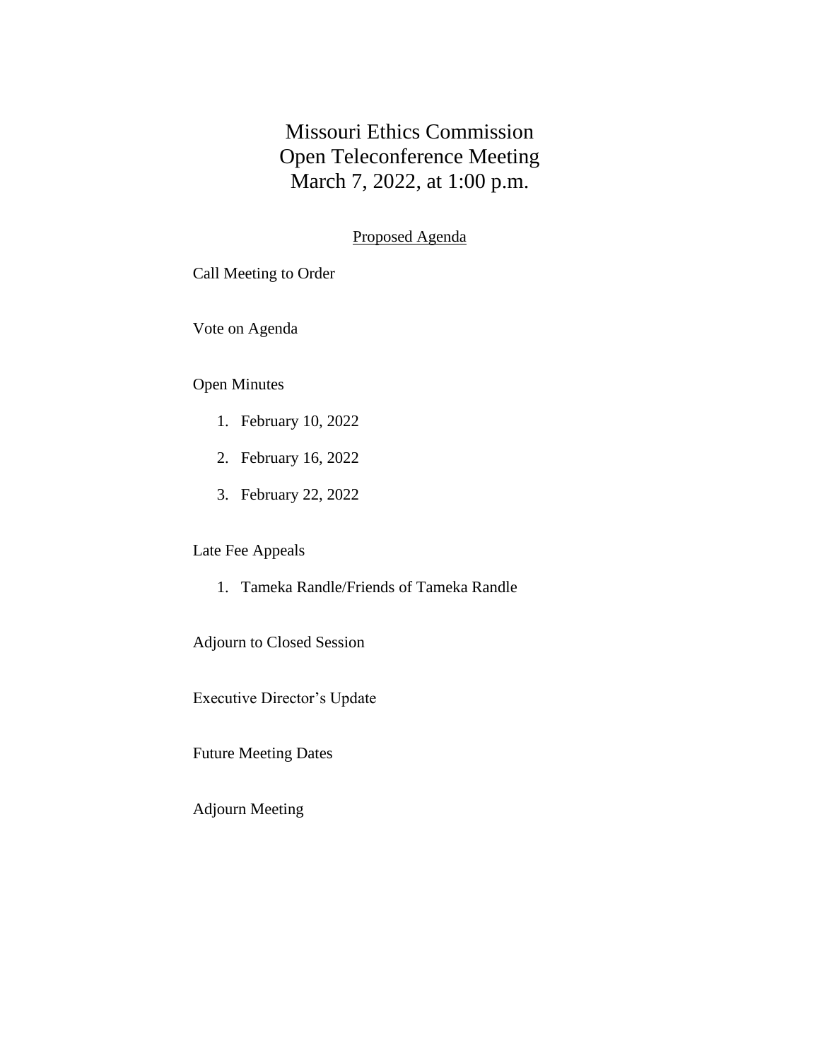# Missouri Ethics Commission
# Open Teleconference Meeting
# March 7, 2022, at 1:00 p.m.

## Proposed Agenda

Call Meeting to Order

Vote on Agenda

Open Minutes

1. February 10, 2022
2. February 16, 2022
3. February 22, 2022

Late Fee Appeals

1. Tameka Randle/Friends of Tameka Randle

Adjourn to Closed Session

Executive Director's Update

Future Meeting Dates

Adjourn Meeting